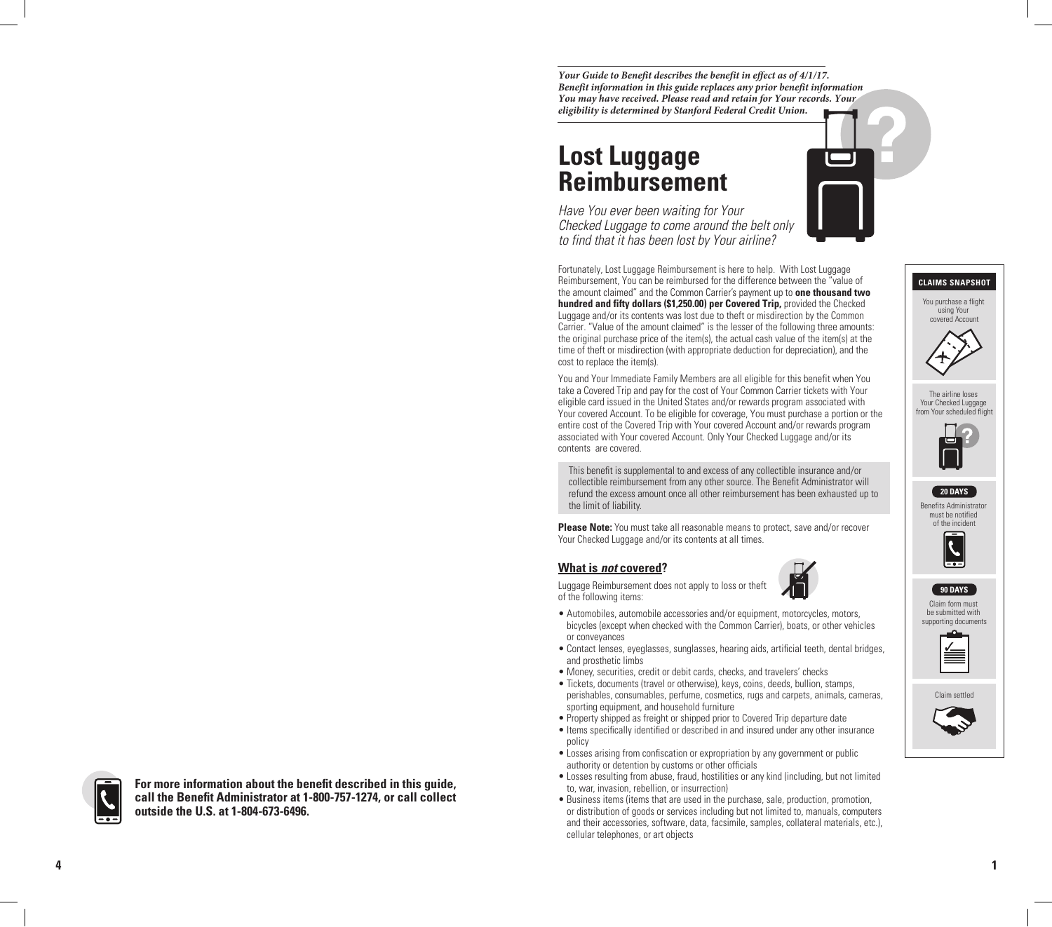*Your Guide to Benefit describes the benefit in effect as of 4/1/17. Benefit information in this guide replaces any prior benefit information You may have received. Please read and retain for Your records. Your eligibility is determined by Stanford Federal Credit Union.*

# Lost Luggage Reimbursement

*Have You ever been waiting for Your Checked Luggage to come around the belt only to find that it has been lost by Your airline?*

Fortunately, Lost Luggage Reimbursement is here to help. With Lost Luggage Reimbursement, You can be reimbursed for the difference between the "value of the amount claimed" and the Common Carrier's payment up to **one thousand two hundred and fifty dollars ($1,250.00) per Covered Trip,** provided the Checked Luggage and/or its contents was lost due to theft or misdirection by the Common Carrier. "Value of the amount claimed" is the lesser of the following three amounts: the original purchase price of the item(s), the actual cash value of the item(s) at the time of theft or misdirection (with appropriate deduction for depreciation), and the cost to replace the item(s).

You and Your Immediate Family Members are all eligible for this benefit when You take a Covered Trip and pay for the cost of Your Common Carrier tickets with Your eligible card issued in the United States and/or rewards program associated with Your covered Account. To be eligible for coverage, You must purchase a portion or the entire cost of the Covered Trip with Your covered Account and/or rewards program associated with Your covered Account. Only Your Checked Luggage and/or its contents are covered.

This benefit is supplemental to and excess of any collectible insurance and/or collectible reimbursement from any other source. The Benefit Administrator will refund the excess amount once all other reimbursement has been exhausted up to the limit of liability.

**Please Note:** You must take all reasonable means to protect, save and/or recover Your Checked Luggage and/or its contents at all times.

## What is *not* covered?

Luggage Reimbursement does not apply to loss or theft of the following items:

- Automobiles, automobile accessories and/or equipment, motorcycles, motors, bicycles (except when checked with the Common Carrier), boats, or other vehicles or conveyances
- Contact lenses, eyeglasses, sunglasses, hearing aids, artificial teeth, dental bridges, and prosthetic limbs
- Money, securities, credit or debit cards, checks, and travelers' checks
- Tickets, documents (travel or otherwise), keys, coins, deeds, bullion, stamps, perishables, consumables, perfume, cosmetics, rugs and carpets, animals, cameras, sporting equipment, and household furniture
- Property shipped as freight or shipped prior to Covered Trip departure date
- Items specifically identified or described in and insured under any other insurance policy
- Losses arising from confiscation or expropriation by any government or public authority or detention by customs or other officials
- Losses resulting from abuse, fraud, hostilities or any kind (including, but not limited to, war, invasion, rebellion, or insurrection)
- Business items (items that are used in the purchase, sale, production, promotion, or distribution of goods or services including but not limited to, manuals, computers and their accessories, software, data, facsimile, samples, collateral materials, etc.), cellular telephones, or art objects

**CLAIMS SNAPSHOT**

- You purchase a flight using Your covered Account
- The airline loses Your Checked Luggage from Your scheduled flight
- **20 DAYS** Benefits Administrator must be notified of the incident
- **90 DAYS** Claim form must be submitted with supporting documents
- Claim settled

**For more information about the benefit described in this guide, call the Benefit Administrator at 1-800-757-1274, or call collect outside the U.S. at 1-804-673-6496.**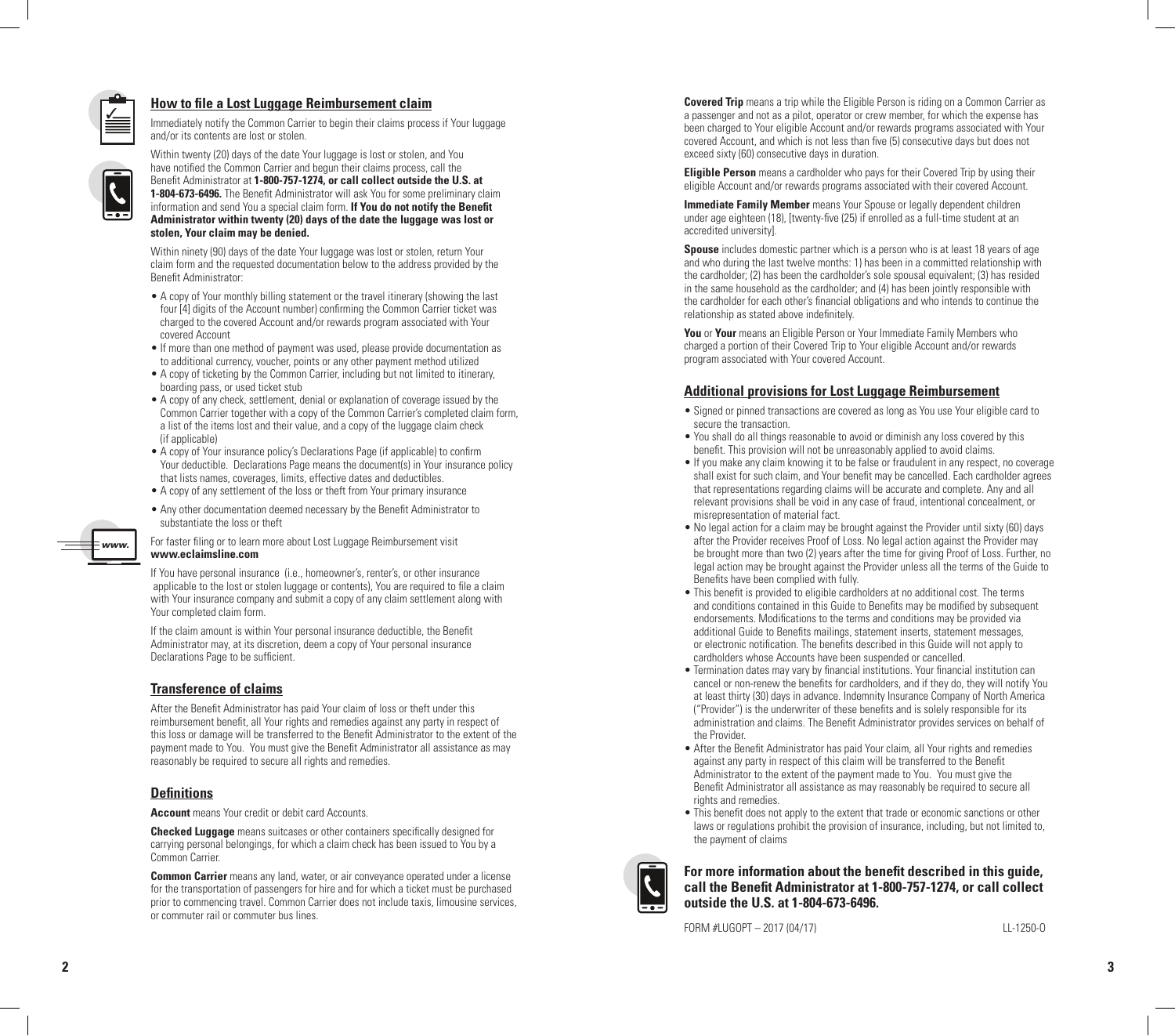## How to file a Lost Luggage Reimbursement claim

Immediately notify the Common Carrier to begin their claims process if Your luggage and/or its contents are lost or stolen.

Within twenty (20) days of the date Your luggage is lost or stolen, and You have notified the Common Carrier and begun their claims process, call the Benefit Administrator at **1-800-757-1274, or call collect outside the U.S. at 1-804-673-6496.** The Benefit Administrator will ask You for some preliminary claim information and send You a special claim form. **If You do not notify the Benefit Administrator within twenty (20) days of the date the luggage was lost or stolen, Your claim may be denied.**

Within ninety (90) days of the date Your luggage was lost or stolen, return Your claim form and the requested documentation below to the address provided by the Benefit Administrator:

- A copy of Your monthly billing statement or the travel itinerary (showing the last four [4] digits of the Account number) confirming the Common Carrier ticket was charged to the covered Account and/or rewards program associated with Your covered Account
- If more than one method of payment was used, please provide documentation as to additional currency, voucher, points or any other payment method utilized
- A copy of ticketing by the Common Carrier, including but not limited to itinerary, boarding pass, or used ticket stub
- A copy of any check, settlement, denial or explanation of coverage issued by the Common Carrier together with a copy of the Common Carrier's completed claim form, a list of the items lost and their value, and a copy of the luggage claim check (if applicable)
- A copy of Your insurance policy's Declarations Page (if applicable) to confirm Your deductible. Declarations Page means the document(s) in Your insurance policy that lists names, coverages, limits, effective dates and deductibles.
- A copy of any settlement of the loss or theft from Your primary insurance
- Any other documentation deemed necessary by the Benefit Administrator to substantiate the loss or theft

For faster filing or to learn more about Lost Luggage Reimbursement visit **www.eclaimsline.com**

If You have personal insurance (i.e., homeowner's, renter's, or other insurance applicable to the lost or stolen luggage or contents), You are required to file a claim with Your insurance company and submit a copy of any claim settlement along with Your completed claim form.

If the claim amount is within Your personal insurance deductible, the Benefit Administrator may, at its discretion, deem a copy of Your personal insurance Declarations Page to be sufficient.

## Transference of claims

After the Benefit Administrator has paid Your claim of loss or theft under this reimbursement benefit, all Your rights and remedies against any party in respect of this loss or damage will be transferred to the Benefit Administrator to the extent of the payment made to You. You must give the Benefit Administrator all assistance as may reasonably be required to secure all rights and remedies.

## Definitions

**Account** means Your credit or debit card Accounts.

**Checked Luggage** means suitcases or other containers specifically designed for carrying personal belongings, for which a claim check has been issued to You by a Common Carrier.

**Common Carrier** means any land, water, or air conveyance operated under a license for the transportation of passengers for hire and for which a ticket must be purchased prior to commencing travel. Common Carrier does not include taxis, limousine services, or commuter rail or commuter bus lines.

**Covered Trip** means a trip while the Eligible Person is riding on a Common Carrier as a passenger and not as a pilot, operator or crew member, for which the expense has been charged to Your eligible Account and/or rewards programs associated with Your covered Account, and which is not less than five (5) consecutive days but does not exceed sixty (60) consecutive days in duration.

**Eligible Person** means a cardholder who pays for their Covered Trip by using their eligible Account and/or rewards programs associated with their covered Account.

**Immediate Family Member** means Your Spouse or legally dependent children under age eighteen (18), [twenty-five (25) if enrolled as a full-time student at an accredited university].

**Spouse** includes domestic partner which is a person who is at least 18 years of age and who during the last twelve months: 1) has been in a committed relationship with the cardholder; (2) has been the cardholder's sole spousal equivalent; (3) has resided in the same household as the cardholder; and (4) has been jointly responsible with the cardholder for each other's financial obligations and who intends to continue the relationship as stated above indefinitely.

**You** or **Your** means an Eligible Person or Your Immediate Family Members who charged a portion of their Covered Trip to Your eligible Account and/or rewards program associated with Your covered Account.

## Additional provisions for Lost Luggage Reimbursement

- Signed or pinned transactions are covered as long as You use Your eligible card to secure the transaction.
- You shall do all things reasonable to avoid or diminish any loss covered by this benefit. This provision will not be unreasonably applied to avoid claims.
- If you make any claim knowing it to be false or fraudulent in any respect, no coverage shall exist for such claim, and Your benefit may be cancelled. Each cardholder agrees that representations regarding claims will be accurate and complete. Any and all relevant provisions shall be void in any case of fraud, intentional concealment, or misrepresentation of material fact.
- No legal action for a claim may be brought against the Provider until sixty (60) days after the Provider receives Proof of Loss. No legal action against the Provider may be brought more than two (2) years after the time for giving Proof of Loss. Further, no legal action may be brought against the Provider unless all the terms of the Guide to Benefits have been complied with fully.
- This benefit is provided to eligible cardholders at no additional cost. The terms and conditions contained in this Guide to Benefits may be modified by subsequent endorsements. Modifications to the terms and conditions may be provided via additional Guide to Benefits mailings, statement inserts, statement messages, or electronic notification. The benefits described in this Guide will not apply to cardholders whose Accounts have been suspended or cancelled.
- Termination dates may vary by financial institutions. Your financial institution can cancel or non-renew the benefits for cardholders, and if they do, they will notify You at least thirty (30) days in advance. Indemnity Insurance Company of North America ("Provider") is the underwriter of these benefits and is solely responsible for its administration and claims. The Benefit Administrator provides services on behalf of the Provider.
- After the Benefit Administrator has paid Your claim, all Your rights and remedies against any party in respect of this claim will be transferred to the Benefit Administrator to the extent of the payment made to You. You must give the Benefit Administrator all assistance as may reasonably be required to secure all rights and remedies.
- This benefit does not apply to the extent that trade or economic sanctions or other laws or regulations prohibit the provision of insurance, including, but not limited to, the payment of claims

**For more information about the benefit described in this guide, call the Benefit Administrator at 1-800-757-1274, or call collect outside the U.S. at 1-804-673-6496.**

FORM #LUGOPT – 2017 (04/17) LL-1250-O